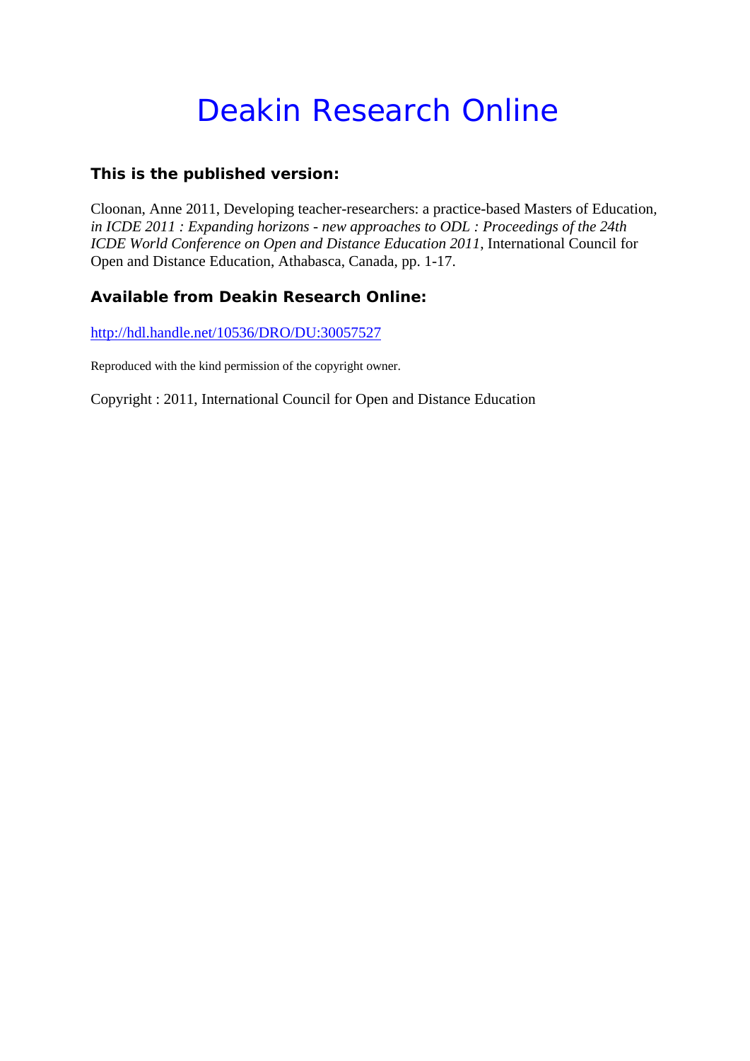# Deakin Research Online

### This is the published version:

Cloonan, Anne 2011, Developing teacher-researchers: a practice-based Masters of Education, *in ICDE 2011 : Expanding horizons - new approaches to ODL : Proceedings of the 24th ICDE World Conference on Open and Distance Education 2011*, International Council for Open and Distance Education, Athabasca, Canada, pp. 1-17.

### Available from Deakin Research Online:

http://hdl.handle.net/10536/DRO/DU:30057527

Reproduced with the kind permission of the copyright owner.

Copyright : 2011, International Council for Open and Distance Education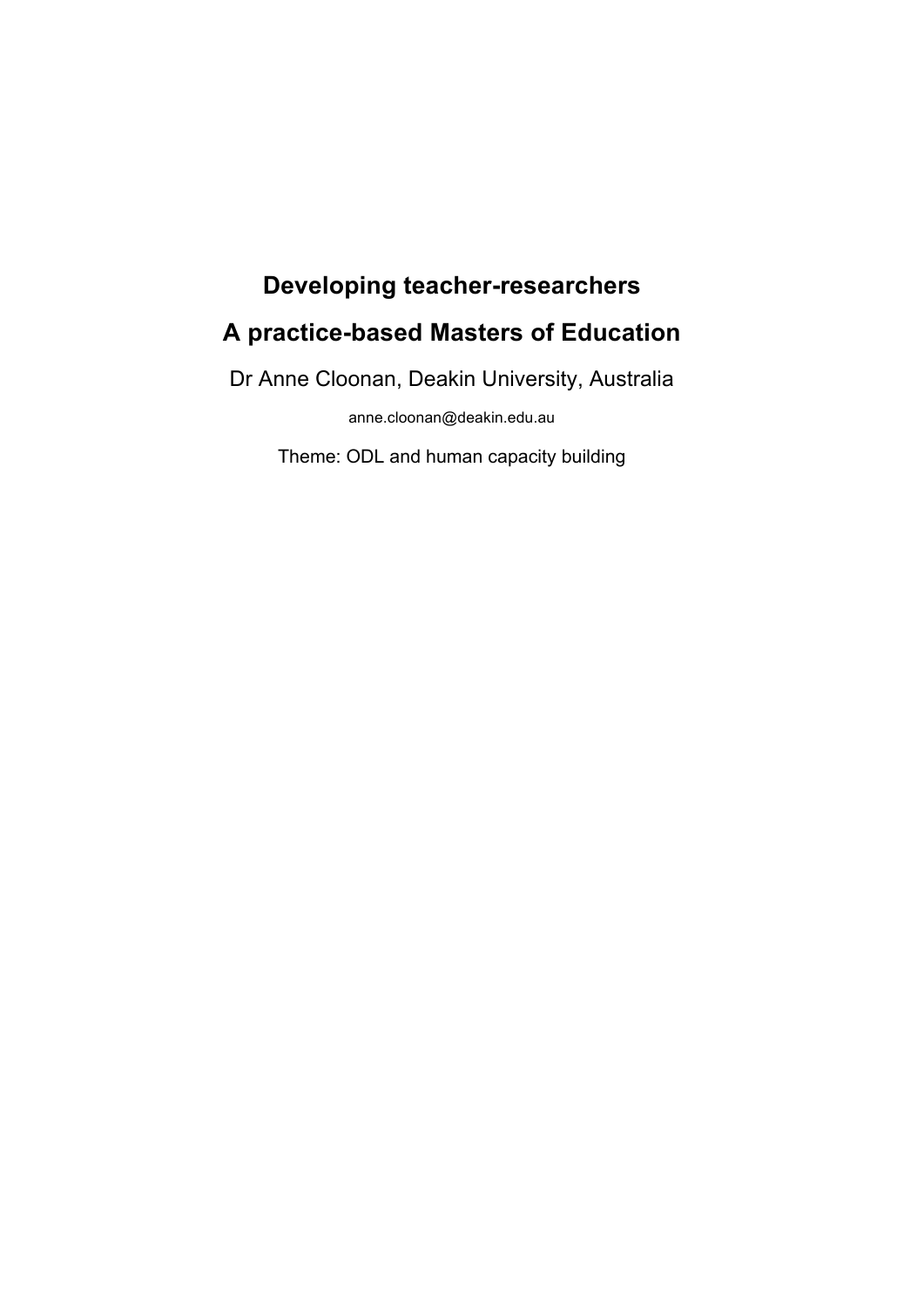# Developing teacher-researchers

# A practice-based Masters of Education

Dr Anne Cloonan, Deakin University, Australia

anne.cloonan@deakin.edu.au

Theme: ODL and human capacity building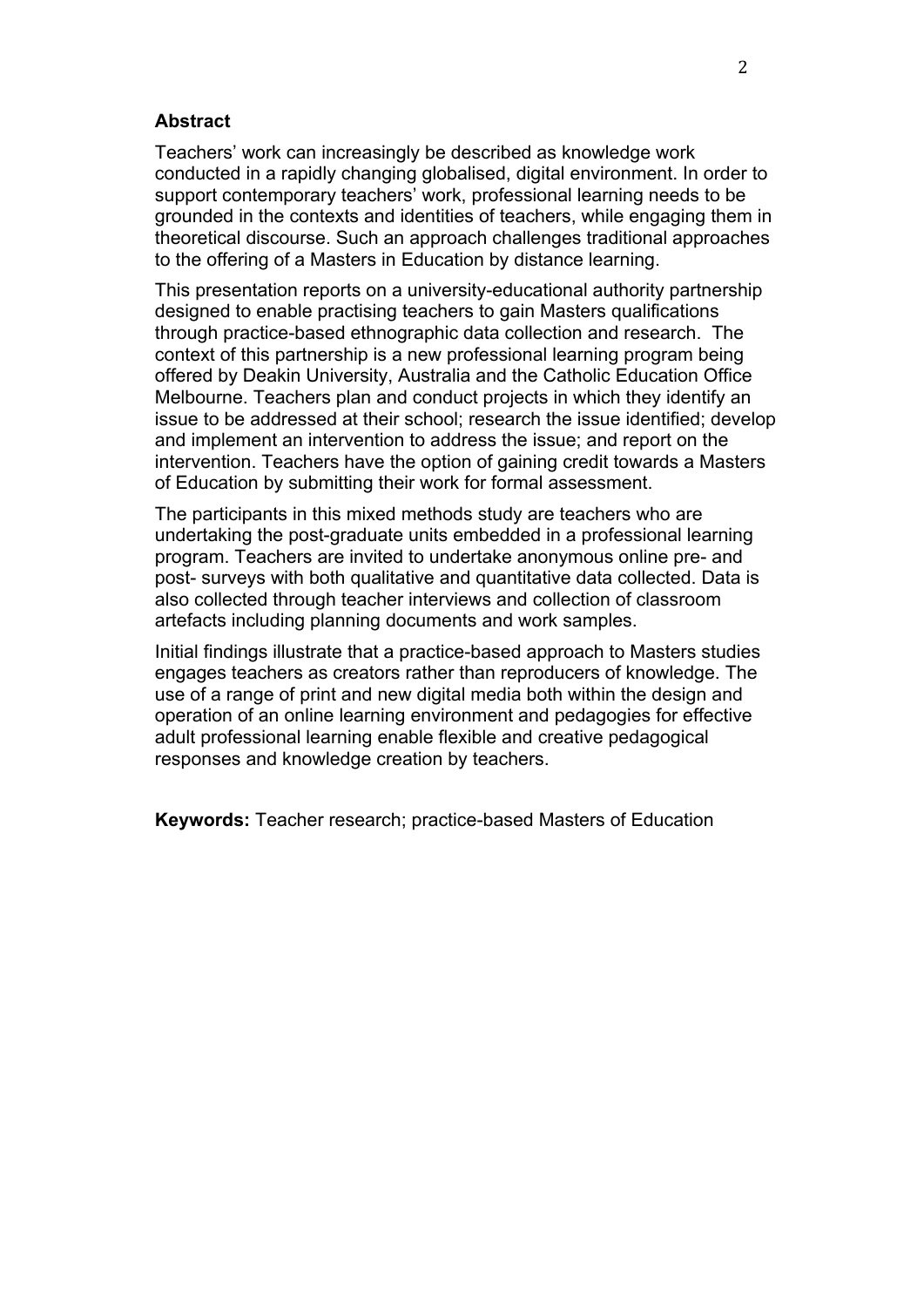## Abstract

Teachers' work can increasingly be described as knowledge work conducted in a rapidly changing globalised, digital environment. In order to support contemporary teachers' work, professional learning needs to be grounded in the contexts and identities of teachers, while engaging them in theoretical discourse. Such an approach challenges traditional approaches to the offering of a Masters in Education by distance learning.

This presentation reports on a university-educational authority partnership designed to enable practising teachers to gain Masters qualifications through practice-based ethnographic data collection and research. The context of this partnership is a new professional learning program being offered by Deakin University, Australia and the Catholic Education Office Melbourne. Teachers plan and conduct projects in which they identify an issue to be addressed at their school; research the issue identified; develop and implement an intervention to address the issue; and report on the intervention. Teachers have the option of gaining credit towards a Masters of Education by submitting their work for formal assessment.

The participants in this mixed methods study are teachers who are undertaking the post-graduate units embedded in a professional learning program. Teachers are invited to undertake anonymous online pre- and post- surveys with both qualitative and quantitative data collected. Data is also collected through teacher interviews and collection of classroom artefacts including planning documents and work samples.

Initial findings illustrate that a practice-based approach to Masters studies engages teachers as creators rather than reproducers of knowledge. The use of a range of print and new digital media both within the design and operation of an online learning environment and pedagogies for effective adult professional learning enable flexible and creative pedagogical responses and knowledge creation by teachers.

**Keywords:** Teacher research; practice-based Masters of Education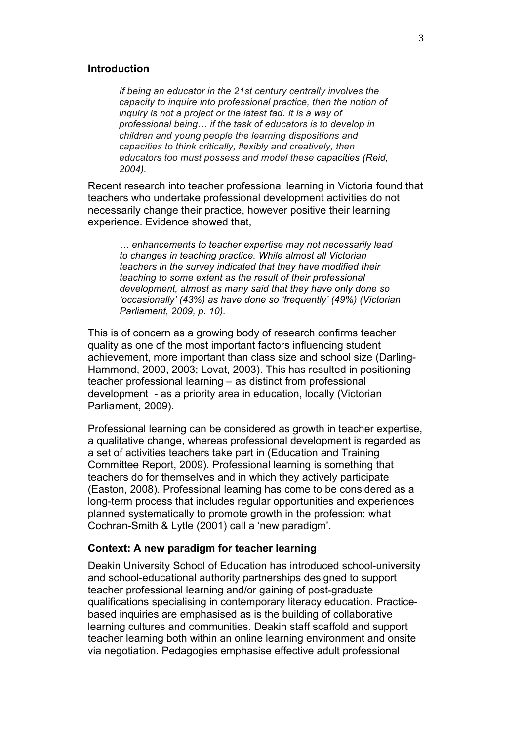## Introduction

> *If being an educator in the 21st century centrally involves the capacity to inquire into professional practice, then the notion of inquiry is not a project or the latest fad. It is a way of professional being… if the task of educators is to develop in children and young people the learning dispositions and capacities to think critically, flexibly and creatively, then educators too must possess and model these capacities (Reid, 2004).*

Recent research into teacher professional learning in Victoria found that teachers who undertake professional development activities do not necessarily change their practice, however positive their learning experience. Evidence showed that,

> *… enhancements to teacher expertise may not necessarily lead to changes in teaching practice. While almost all Victorian teachers in the survey indicated that they have modified their teaching to some extent as the result of their professional development, almost as many said that they have only done so 'occasionally' (43%) as have done so 'frequently' (49%) (Victorian Parliament, 2009, p. 10).*

This is of concern as a growing body of research confirms teacher quality as one of the most important factors influencing student achievement, more important than class size and school size (Darling-Hammond, 2000, 2003; Lovat, 2003). This has resulted in positioning teacher professional learning – as distinct from professional development - as a priority area in education, locally (Victorian Parliament, 2009).

Professional learning can be considered as growth in teacher expertise, a qualitative change, whereas professional development is regarded as a set of activities teachers take part in (Education and Training Committee Report, 2009). Professional learning is something that teachers do for themselves and in which they actively participate (Easton, 2008). Professional learning has come to be considered as a long-term process that includes regular opportunities and experiences planned systematically to promote growth in the profession; what Cochran-Smith & Lytle (2001) call a 'new paradigm'.

### Context: A new paradigm for teacher learning

Deakin University School of Education has introduced school-university and school-educational authority partnerships designed to support teacher professional learning and/or gaining of post-graduate qualifications specialising in contemporary literacy education. Practice-based inquiries are emphasised as is the building of collaborative learning cultures and communities. Deakin staff scaffold and support teacher learning both within an online learning environment and onsite via negotiation. Pedagogies emphasise effective adult professional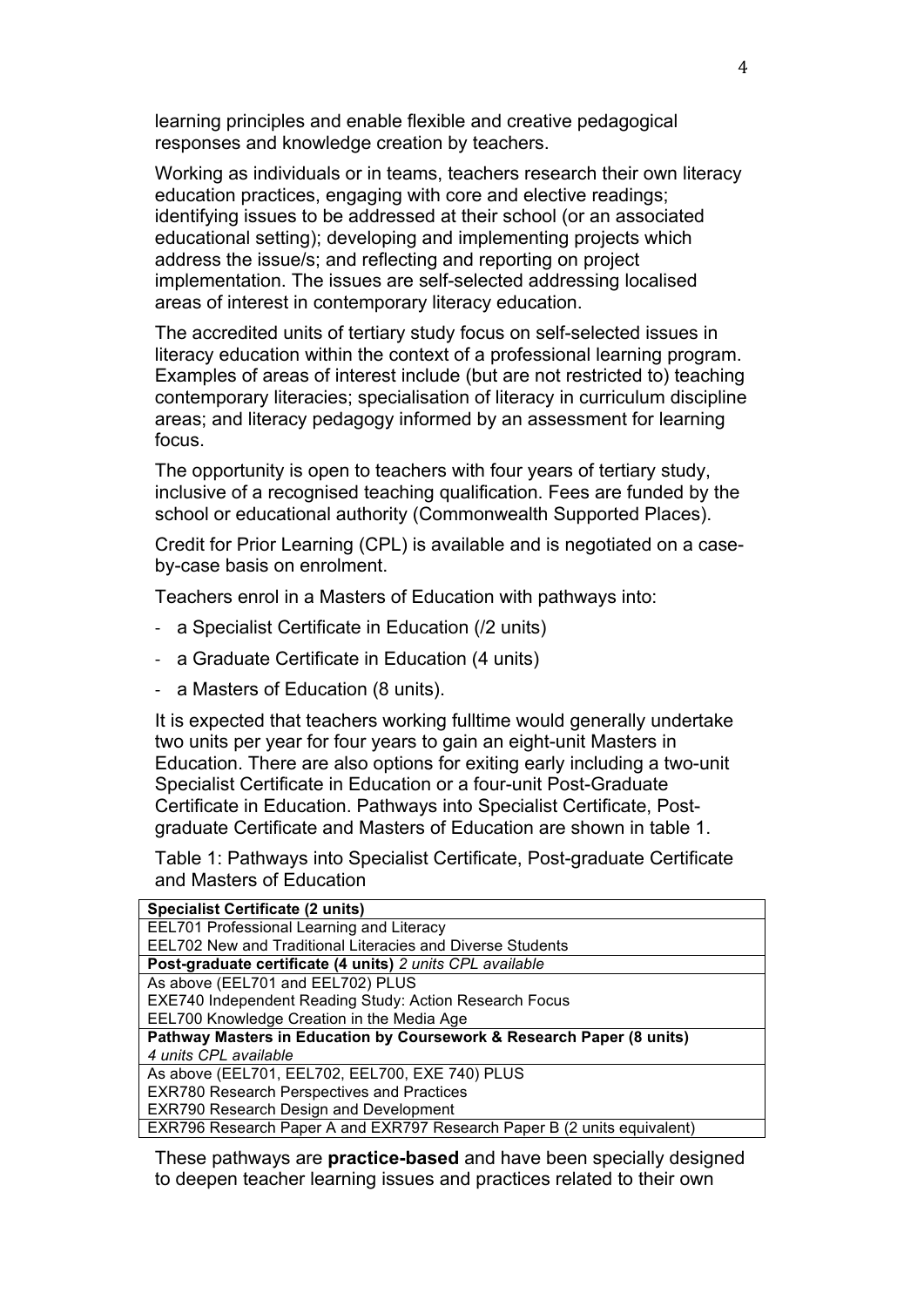learning principles and enable flexible and creative pedagogical responses and knowledge creation by teachers.

Working as individuals or in teams, teachers research their own literacy education practices, engaging with core and elective readings; identifying issues to be addressed at their school (or an associated educational setting); developing and implementing projects which address the issue/s; and reflecting and reporting on project implementation. The issues are self-selected addressing localised areas of interest in contemporary literacy education.

The accredited units of tertiary study focus on self-selected issues in literacy education within the context of a professional learning program. Examples of areas of interest include (but are not restricted to) teaching contemporary literacies; specialisation of literacy in curriculum discipline areas; and literacy pedagogy informed by an assessment for learning focus.

The opportunity is open to teachers with four years of tertiary study, inclusive of a recognised teaching qualification. Fees are funded by the school or educational authority (Commonwealth Supported Places).

Credit for Prior Learning (CPL) is available and is negotiated on a case-by-case basis on enrolment.

Teachers enrol in a Masters of Education with pathways into:

- a Specialist Certificate in Education (/2 units)
- a Graduate Certificate in Education (4 units)
- a Masters of Education (8 units).

It is expected that teachers working fulltime would generally undertake two units per year for four years to gain an eight-unit Masters in Education. There are also options for exiting early including a two-unit Specialist Certificate in Education or a four-unit Post-Graduate Certificate in Education. Pathways into Specialist Certificate, Post-graduate Certificate and Masters of Education are shown in table 1.

Table 1: Pathways into Specialist Certificate, Post-graduate Certificate and Masters of Education

| **Specialist Certificate (2 units)** |
|---|
| EEL701 Professional Learning and Literacy |
| EEL702 New and Traditional Literacies and Diverse Students |
| **Post-graduate certificate (4 units)** *2 units CPL available* |
| As above (EEL701 and EEL702) PLUS |
| EXE740 Independent Reading Study: Action Research Focus |
| EEL700 Knowledge Creation in the Media Age |
| **Pathway Masters in Education by Coursework & Research Paper (8 units)** *4 units CPL available* |
| As above (EEL701, EEL702, EEL700, EXE 740) PLUS |
| EXR780 Research Perspectives and Practices |
| EXR790 Research Design and Development |
| EXR796 Research Paper A and EXR797 Research Paper B (2 units equivalent) |

These pathways are **practice-based** and have been specially designed to deepen teacher learning issues and practices related to their own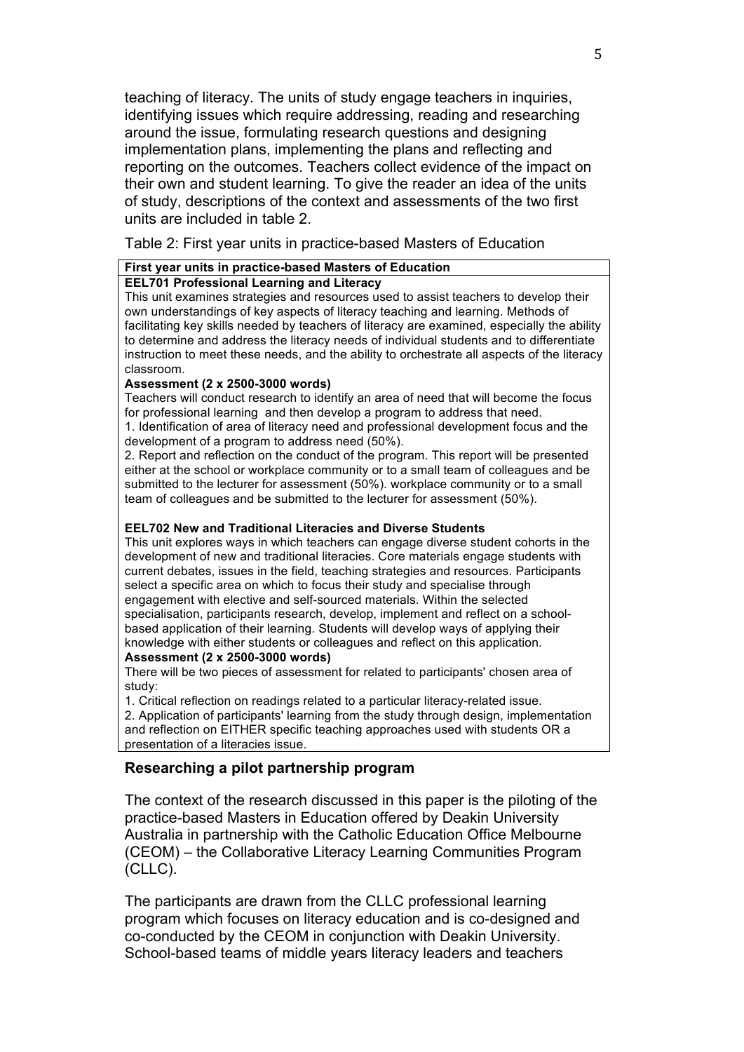teaching of literacy. The units of study engage teachers in inquiries, identifying issues which require addressing, reading and researching around the issue, formulating research questions and designing implementation plans, implementing the plans and reflecting and reporting on the outcomes. Teachers collect evidence of the impact on their own and student learning. To give the reader an idea of the units of study, descriptions of the context and assessments of the two first units are included in table 2.

Table 2: First year units in practice-based Masters of Education

| **First year units in practice-based Masters of Education** |
|---|
| **EEL701 Professional Learning and Literacy**<br>This unit examines strategies and resources used to assist teachers to develop their own understandings of key aspects of literacy teaching and learning. Methods of facilitating key skills needed by teachers of literacy are examined, especially the ability to determine and address the literacy needs of individual students and to differentiate instruction to meet these needs, and the ability to orchestrate all aspects of the literacy classroom.<br>**Assessment (2 x 2500-3000 words)**<br>Teachers will conduct research to identify an area of need that will become the focus for professional learning and then develop a program to address that need.<br>1. Identification of area of literacy need and professional development focus and the development of a program to address need (50%).<br>2. Report and reflection on the conduct of the program. This report will be presented either at the school or workplace community or to a small team of colleagues and be submitted to the lecturer for assessment (50%). workplace community or to a small team of colleagues and be submitted to the lecturer for assessment (50%).<br><br>**EEL702 New and Traditional Literacies and Diverse Students**<br>This unit explores ways in which teachers can engage diverse student cohorts in the development of new and traditional literacies. Core materials engage students with current debates, issues in the field, teaching strategies and resources. Participants select a specific area on which to focus their study and specialise through engagement with elective and self-sourced materials. Within the selected specialisation, participants research, develop, implement and reflect on a school-based application of their learning. Students will develop ways of applying their knowledge with either students or colleagues and reflect on this application.<br>**Assessment (2 x 2500-3000 words)**<br>There will be two pieces of assessment for related to participants' chosen area of study:<br>1. Critical reflection on readings related to a particular literacy-related issue.<br>2. Application of participants' learning from the study through design, implementation and reflection on EITHER specific teaching approaches used with students OR a presentation of a literacies issue. |

## Researching a pilot partnership program

The context of the research discussed in this paper is the piloting of the practice-based Masters in Education offered by Deakin University Australia in partnership with the Catholic Education Office Melbourne (CEOM) – the Collaborative Literacy Learning Communities Program (CLLC).

The participants are drawn from the CLLC professional learning program which focuses on literacy education and is co-designed and co-conducted by the CEOM in conjunction with Deakin University. School-based teams of middle years literacy leaders and teachers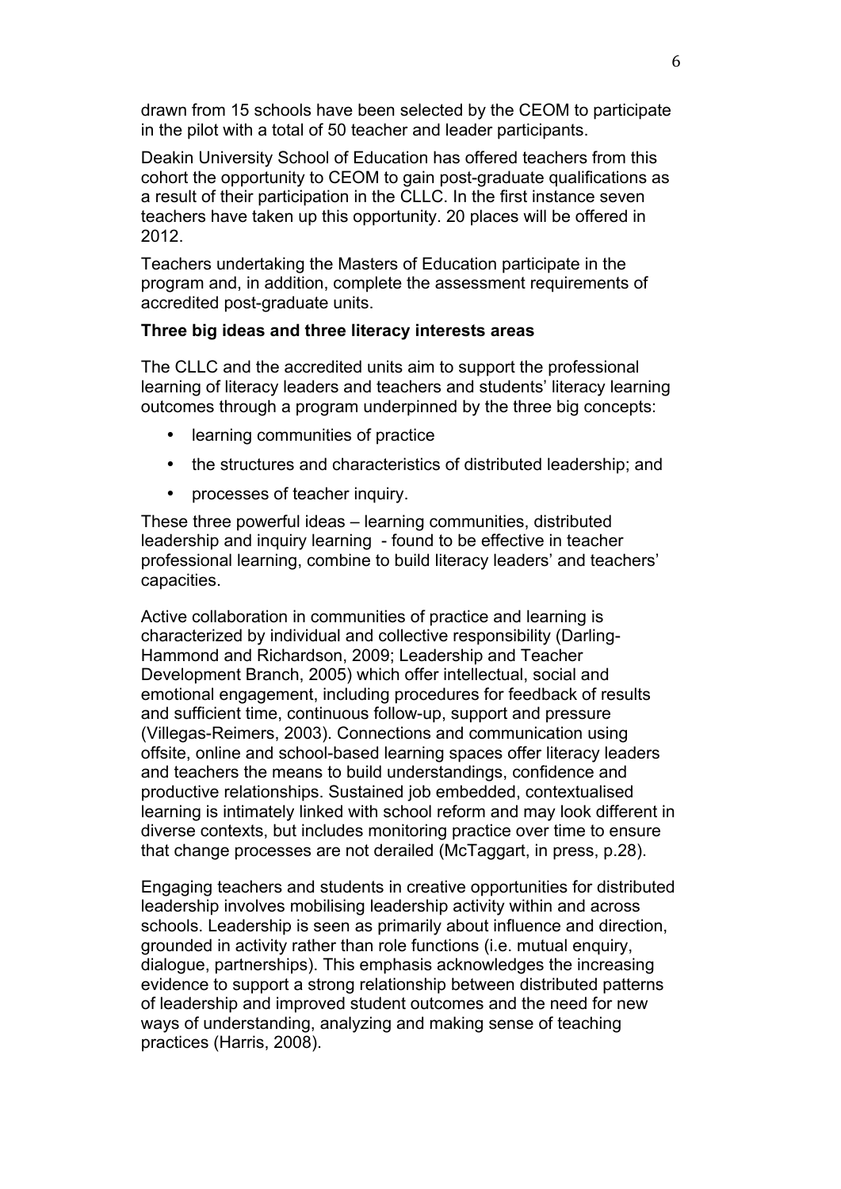drawn from 15 schools have been selected by the CEOM to participate in the pilot with a total of 50 teacher and leader participants.

Deakin University School of Education has offered teachers from this cohort the opportunity to CEOM to gain post-graduate qualifications as a result of their participation in the CLLC. In the first instance seven teachers have taken up this opportunity. 20 places will be offered in 2012.

Teachers undertaking the Masters of Education participate in the program and, in addition, complete the assessment requirements of accredited post-graduate units.

**Three big ideas and three literacy interests areas**

The CLLC and the accredited units aim to support the professional learning of literacy leaders and teachers and students' literacy learning outcomes through a program underpinned by the three big concepts:

- learning communities of practice
- the structures and characteristics of distributed leadership; and
- processes of teacher inquiry.

These three powerful ideas – learning communities, distributed leadership and inquiry learning - found to be effective in teacher professional learning, combine to build literacy leaders' and teachers' capacities.

Active collaboration in communities of practice and learning is characterized by individual and collective responsibility (Darling-Hammond and Richardson, 2009; Leadership and Teacher Development Branch, 2005) which offer intellectual, social and emotional engagement, including procedures for feedback of results and sufficient time, continuous follow-up, support and pressure (Villegas-Reimers, 2003). Connections and communication using offsite, online and school-based learning spaces offer literacy leaders and teachers the means to build understandings, confidence and productive relationships. Sustained job embedded, contextualised learning is intimately linked with school reform and may look different in diverse contexts, but includes monitoring practice over time to ensure that change processes are not derailed (McTaggart, in press, p.28).

Engaging teachers and students in creative opportunities for distributed leadership involves mobilising leadership activity within and across schools. Leadership is seen as primarily about influence and direction, grounded in activity rather than role functions (i.e. mutual enquiry, dialogue, partnerships). This emphasis acknowledges the increasing evidence to support a strong relationship between distributed patterns of leadership and improved student outcomes and the need for new ways of understanding, analyzing and making sense of teaching practices (Harris, 2008).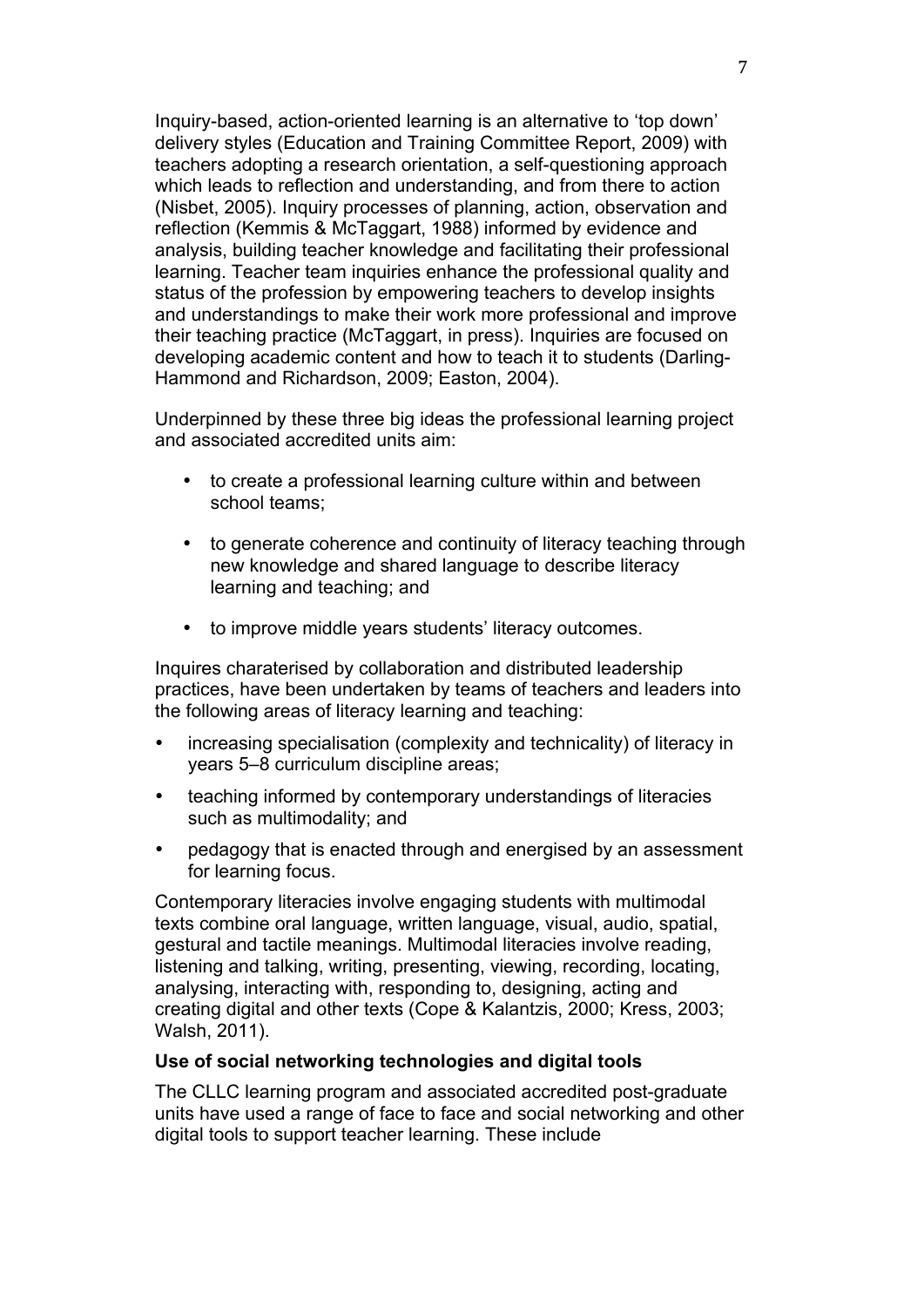Inquiry-based, action-oriented learning is an alternative to 'top down' delivery styles (Education and Training Committee Report, 2009) with teachers adopting a research orientation, a self-questioning approach which leads to reflection and understanding, and from there to action (Nisbet, 2005). Inquiry processes of planning, action, observation and reflection (Kemmis & McTaggart, 1988) informed by evidence and analysis, building teacher knowledge and facilitating their professional learning. Teacher team inquiries enhance the professional quality and status of the profession by empowering teachers to develop insights and understandings to make their work more professional and improve their teaching practice (McTaggart, in press). Inquiries are focused on developing academic content and how to teach it to students (Darling-Hammond and Richardson, 2009; Easton, 2004).

Underpinned by these three big ideas the professional learning project and associated accredited units aim:

- to create a professional learning culture within and between school teams;
- to generate coherence and continuity of literacy teaching through new knowledge and shared language to describe literacy learning and teaching; and
- to improve middle years students' literacy outcomes.

Inquires charaterised by collaboration and distributed leadership practices, have been undertaken by teams of teachers and leaders into the following areas of literacy learning and teaching:

- increasing specialisation (complexity and technicality) of literacy in years 5–8 curriculum discipline areas;
- teaching informed by contemporary understandings of literacies such as multimodality; and
- pedagogy that is enacted through and energised by an assessment for learning focus.

Contemporary literacies involve engaging students with multimodal texts combine oral language, written language, visual, audio, spatial, gestural and tactile meanings. Multimodal literacies involve reading, listening and talking, writing, presenting, viewing, recording, locating, analysing, interacting with, responding to, designing, acting and creating digital and other texts (Cope & Kalantzis, 2000; Kress, 2003; Walsh, 2011).

**Use of social networking technologies and digital tools**

The CLLC learning program and associated accredited post-graduate units have used a range of face to face and social networking and other digital tools to support teacher learning. These include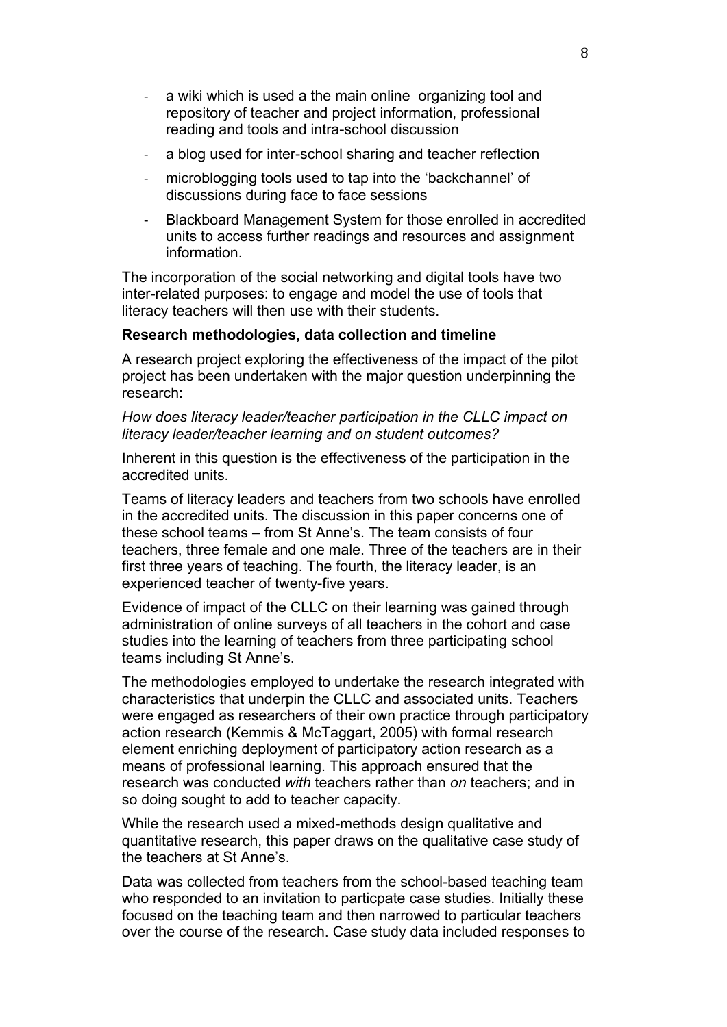- a wiki which is used a the main online  organizing tool and repository of teacher and project information, professional reading and tools and intra-school discussion
- a blog used for inter-school sharing and teacher reflection
- microblogging tools used to tap into the 'backchannel' of discussions during face to face sessions
- Blackboard Management System for those enrolled in accredited units to access further readings and resources and assignment information.

The incorporation of the social networking and digital tools have two inter-related purposes: to engage and model the use of tools that literacy teachers will then use with their students.

**Research methodologies, data collection and timeline**

A research project exploring the effectiveness of the impact of the pilot project has been undertaken with the major question underpinning the research:

*How does literacy leader/teacher participation in the CLLC impact on literacy leader/teacher learning and on student outcomes?*

Inherent in this question is the effectiveness of the participation in the accredited units.

Teams of literacy leaders and teachers from two schools have enrolled in the accredited units. The discussion in this paper concerns one of these school teams – from St Anne's. The team consists of four teachers, three female and one male. Three of the teachers are in their first three years of teaching. The fourth, the literacy leader, is an experienced teacher of twenty-five years.

Evidence of impact of the CLLC on their learning was gained through administration of online surveys of all teachers in the cohort and case studies into the learning of teachers from three participating school teams including St Anne's.

The methodologies employed to undertake the research integrated with characteristics that underpin the CLLC and associated units. Teachers were engaged as researchers of their own practice through participatory action research (Kemmis & McTaggart, 2005) with formal research element enriching deployment of participatory action research as a means of professional learning. This approach ensured that the research was conducted *with* teachers rather than *on* teachers; and in so doing sought to add to teacher capacity.

While the research used a mixed-methods design qualitative and quantitative research, this paper draws on the qualitative case study of the teachers at St Anne's.

Data was collected from teachers from the school-based teaching team who responded to an invitation to particpate case studies. Initially these focused on the teaching team and then narrowed to particular teachers over the course of the research. Case study data included responses to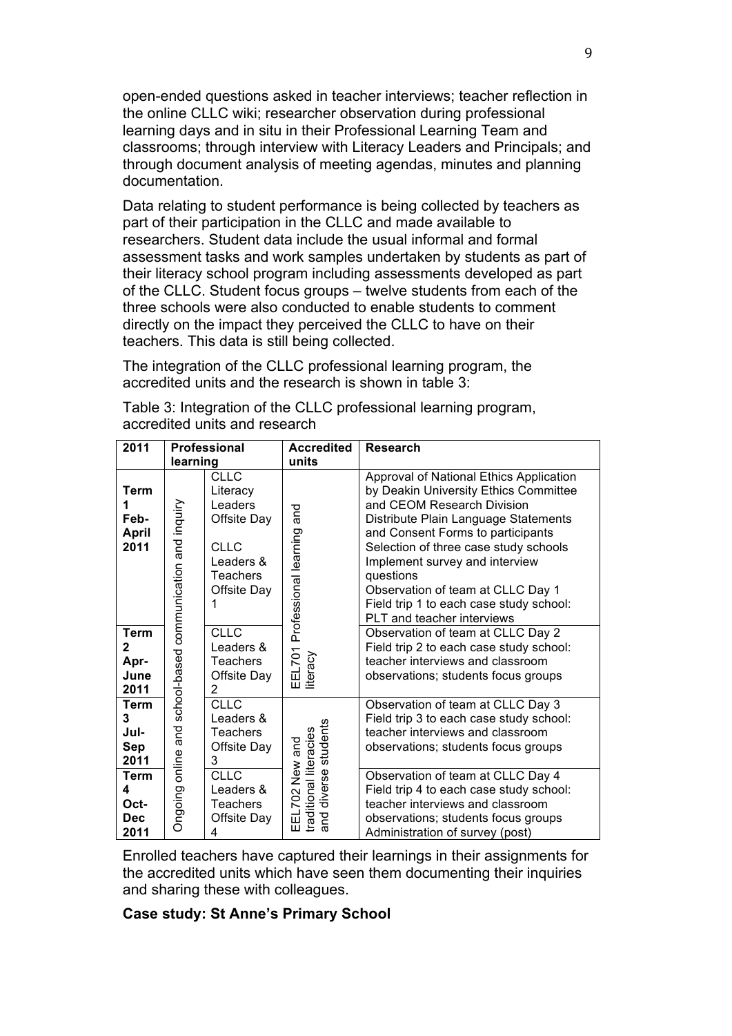open-ended questions asked in teacher interviews; teacher reflection in the online CLLC wiki; researcher observation during professional learning days and in situ in their Professional Learning Team and classrooms; through interview with Literacy Leaders and Principals; and through document analysis of meeting agendas, minutes and planning documentation.

Data relating to student performance is being collected by teachers as part of their participation in the CLLC and made available to researchers. Student data include the usual informal and formal assessment tasks and work samples undertaken by students as part of their literacy school program including assessments developed as part of the CLLC. Student focus groups – twelve students from each of the three schools were also conducted to enable students to comment directly on the impact they perceived the CLLC to have on their teachers. This data is still being collected.

The integration of the CLLC professional learning program, the accredited units and the research is shown in table 3:

Table 3: Integration of the CLLC professional learning program, accredited units and research

| 2011 | Professional learning | | Accredited units | Research |
|---|---|---|---|---|
| **Term 1 Feb-April 2011** | Ongoing online and school-based communication and inquiry | CLLC Literacy Leaders Offsite Day<br>CLLC Leaders & Teachers Offsite Day 1 | EEL701 Professional learning and literacy | Approval of National Ethics Application by Deakin University Ethics Committee and CEOM Research Division<br>Distribute Plain Language Statements and Consent Forms to participants<br>Selection of three case study schools<br>Implement survey and interview questions<br>Observation of team at CLLC Day 1<br>Field trip 1 to each case study school: PLT and teacher interviews |
| **Term 2 Apr-June 2011** | | CLLC Leaders & Teachers Offsite Day 2 | | Observation of team at CLLC Day 2<br>Field trip 2 to each case study school: teacher interviews and classroom observations; students focus groups |
| **Term 3 Jul-Sep 2011** | | CLLC Leaders & Teachers Offsite Day 3 | EEL702 New and traditional literacies and diverse students | Observation of team at CLLC Day 3<br>Field trip 3 to each case study school: teacher interviews and classroom observations; students focus groups |
| **Term 4 Oct-Dec 2011** | | CLLC Leaders & Teachers Offsite Day 4 | | Observation of team at CLLC Day 4<br>Field trip 4 to each case study school: teacher interviews and classroom observations; students focus groups<br>Administration of survey (post) |

Enrolled teachers have captured their learnings in their assignments for the accredited units which have seen them documenting their inquiries and sharing these with colleagues.

**Case study: St Anne's Primary School**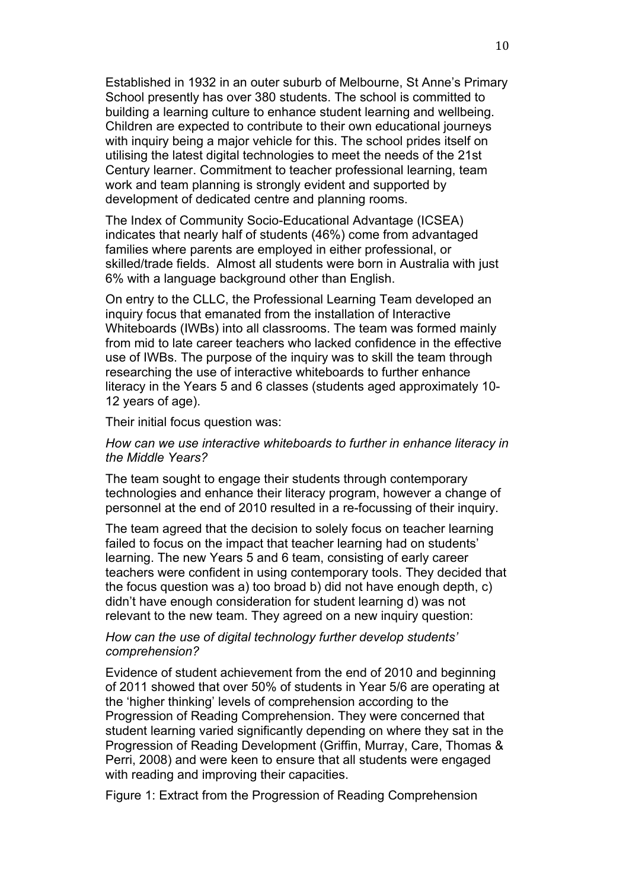Established in 1932 in an outer suburb of Melbourne, St Anne's Primary School presently has over 380 students. The school is committed to building a learning culture to enhance student learning and wellbeing. Children are expected to contribute to their own educational journeys with inquiry being a major vehicle for this. The school prides itself on utilising the latest digital technologies to meet the needs of the 21st Century learner. Commitment to teacher professional learning, team work and team planning is strongly evident and supported by development of dedicated centre and planning rooms.

The Index of Community Socio-Educational Advantage (ICSEA) indicates that nearly half of students (46%) come from advantaged families where parents are employed in either professional, or skilled/trade fields. Almost all students were born in Australia with just 6% with a language background other than English.

On entry to the CLLC, the Professional Learning Team developed an inquiry focus that emanated from the installation of Interactive Whiteboards (IWBs) into all classrooms. The team was formed mainly from mid to late career teachers who lacked confidence in the effective use of IWBs. The purpose of the inquiry was to skill the team through researching the use of interactive whiteboards to further enhance literacy in the Years 5 and 6 classes (students aged approximately 10-12 years of age).

Their initial focus question was:

*How can we use interactive whiteboards to further in enhance literacy in the Middle Years?*

The team sought to engage their students through contemporary technologies and enhance their literacy program, however a change of personnel at the end of 2010 resulted in a re-focussing of their inquiry.

The team agreed that the decision to solely focus on teacher learning failed to focus on the impact that teacher learning had on students' learning. The new Years 5 and 6 team, consisting of early career teachers were confident in using contemporary tools. They decided that the focus question was a) too broad b) did not have enough depth, c) didn't have enough consideration for student learning d) was not relevant to the new team. They agreed on a new inquiry question:

*How can the use of digital technology further develop students' comprehension?*

Evidence of student achievement from the end of 2010 and beginning of 2011 showed that over 50% of students in Year 5/6 are operating at the 'higher thinking' levels of comprehension according to the Progression of Reading Comprehension. They were concerned that student learning varied significantly depending on where they sat in the Progression of Reading Development (Griffin, Murray, Care, Thomas & Perri, 2008) and were keen to ensure that all students were engaged with reading and improving their capacities.

Figure 1: Extract from the Progression of Reading Comprehension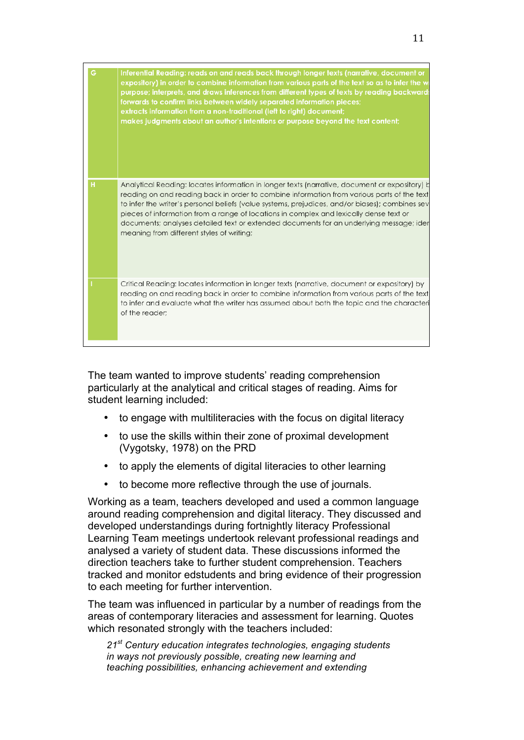| | |
|---|---|
| G | **Inferential Reading: reads on and reads back through longer texts (narrative, document or expository) in order to combine information from various parts of the text so as to infer the w purpose; interprets, and draws inferences from different types of texts by reading backward forwards to confirm links between widely separated information pieces; extracts information from a non-traditional (left to right) document; makes judgments about an author's intentions or purpose beyond the text content;** |
| H | Analytical Reading: locates information in longer texts (narrative, document or expository) b reading on and reading back in order to combine information from various parts of the text to infer the writer's personal beliefs (value systems, prejudices, and/or biases); combines sev pieces of information from a range of locations in complex and lexically dense text or documents; analyses detailed text or extended documents for an underlying message; ider meaning from different styles of writing; |
| I | Critical Reading: locates information in longer texts (narrative, document or expository) by reading on and reading back in order to combine information from various parts of the text to infer and evaluate what the writer has assumed about both the topic and the characteri of the reader; |

The team wanted to improve students' reading comprehension particularly at the analytical and critical stages of reading. Aims for student learning included:

- to engage with multiliteracies with the focus on digital literacy
- to use the skills within their zone of proximal development (Vygotsky, 1978) on the PRD
- to apply the elements of digital literacies to other learning
- to become more reflective through the use of journals.

Working as a team, teachers developed and used a common language around reading comprehension and digital literacy. They discussed and developed understandings during fortnightly literacy Professional Learning Team meetings undertook relevant professional readings and analysed a variety of student data. These discussions informed the direction teachers take to further student comprehension. Teachers tracked and monitor edstudents and bring evidence of their progression to each meeting for further intervention.

The team was influenced in particular by a number of readings from the areas of contemporary literacies and assessment for learning. Quotes which resonated strongly with the teachers included:

> *21st Century education integrates technologies, engaging students in ways not previously possible, creating new learning and teaching possibilities, enhancing achievement and extending*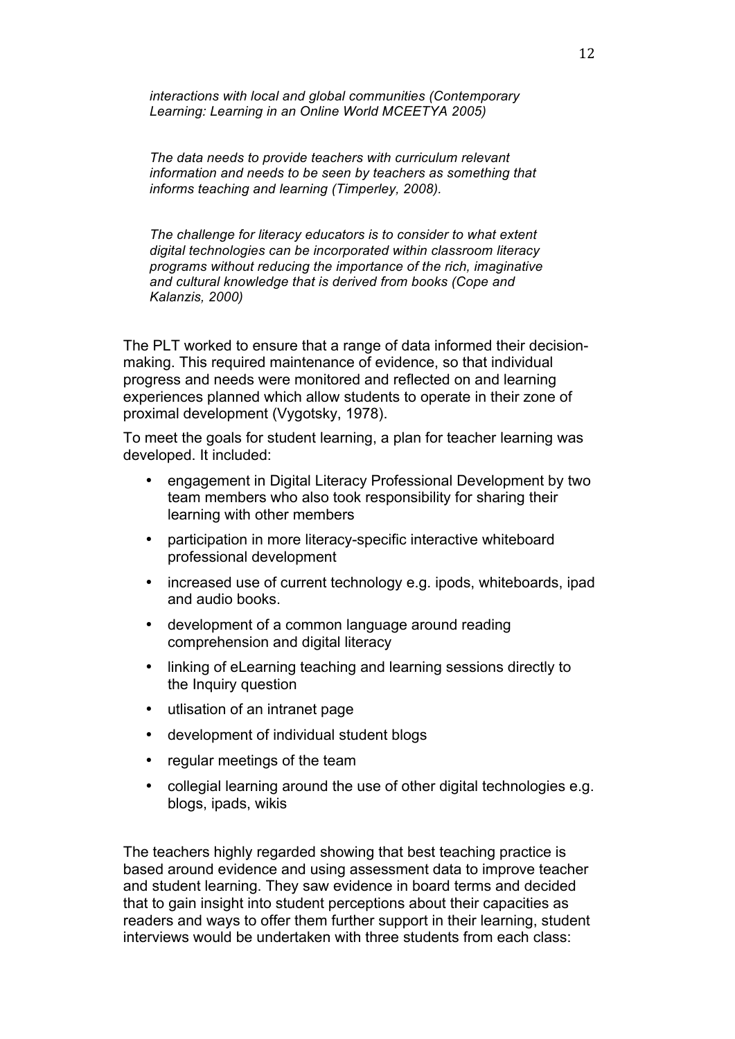*interactions with local and global communities (Contemporary Learning: Learning in an Online World MCEETYA 2005)*

*The data needs to provide teachers with curriculum relevant information and needs to be seen by teachers as something that informs teaching and learning (Timperley, 2008).*

*The challenge for literacy educators is to consider to what extent digital technologies can be incorporated within classroom literacy programs without reducing the importance of the rich, imaginative and cultural knowledge that is derived from books (Cope and Kalanzis, 2000)*

The PLT worked to ensure that a range of data informed their decision-making. This required maintenance of evidence, so that individual progress and needs were monitored and reflected on and learning experiences planned which allow students to operate in their zone of proximal development (Vygotsky, 1978).

To meet the goals for student learning, a plan for teacher learning was developed. It included:

- engagement in Digital Literacy Professional Development by two team members who also took responsibility for sharing their learning with other members
- participation in more literacy-specific interactive whiteboard professional development
- increased use of current technology e.g. ipods, whiteboards, ipad and audio books.
- development of a common language around reading comprehension and digital literacy
- linking of eLearning teaching and learning sessions directly to the Inquiry question
- utlisation of an intranet page
- development of individual student blogs
- regular meetings of the team
- collegial learning around the use of other digital technologies e.g. blogs, ipads, wikis

The teachers highly regarded showing that best teaching practice is based around evidence and using assessment data to improve teacher and student learning. They saw evidence in board terms and decided that to gain insight into student perceptions about their capacities as readers and ways to offer them further support in their learning, student interviews would be undertaken with three students from each class: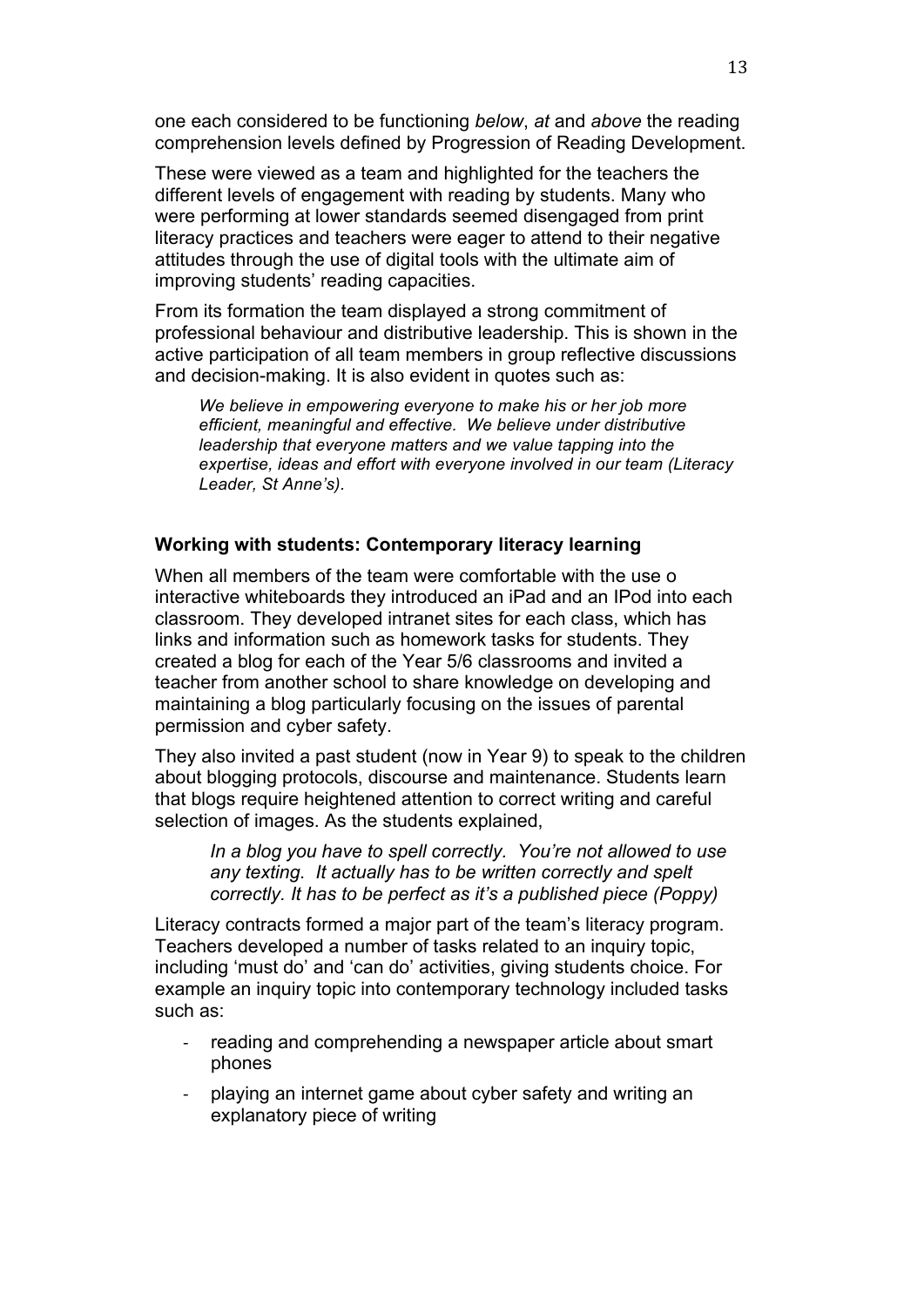one each considered to be functioning *below*, *at* and *above* the reading comprehension levels defined by Progression of Reading Development.

These were viewed as a team and highlighted for the teachers the different levels of engagement with reading by students. Many who were performing at lower standards seemed disengaged from print literacy practices and teachers were eager to attend to their negative attitudes through the use of digital tools with the ultimate aim of improving students' reading capacities.

From its formation the team displayed a strong commitment of professional behaviour and distributive leadership. This is shown in the active participation of all team members in group reflective discussions and decision-making. It is also evident in quotes such as:

> *We believe in empowering everyone to make his or her job more efficient, meaningful and effective. We believe under distributive leadership that everyone matters and we value tapping into the expertise, ideas and effort with everyone involved in our team (Literacy Leader, St Anne's).*

### Working with students: Contemporary literacy learning

When all members of the team were comfortable with the use o interactive whiteboards they introduced an iPad and an IPod into each classroom. They developed intranet sites for each class, which has links and information such as homework tasks for students. They created a blog for each of the Year 5/6 classrooms and invited a teacher from another school to share knowledge on developing and maintaining a blog particularly focusing on the issues of parental permission and cyber safety.

They also invited a past student (now in Year 9) to speak to the children about blogging protocols, discourse and maintenance. Students learn that blogs require heightened attention to correct writing and careful selection of images. As the students explained,

> *In a blog you have to spell correctly. You're not allowed to use any texting. It actually has to be written correctly and spelt correctly. It has to be perfect as it's a published piece (Poppy)*

Literacy contracts formed a major part of the team's literacy program. Teachers developed a number of tasks related to an inquiry topic, including 'must do' and 'can do' activities, giving students choice. For example an inquiry topic into contemporary technology included tasks such as:

- reading and comprehending a newspaper article about smart phones
- playing an internet game about cyber safety and writing an explanatory piece of writing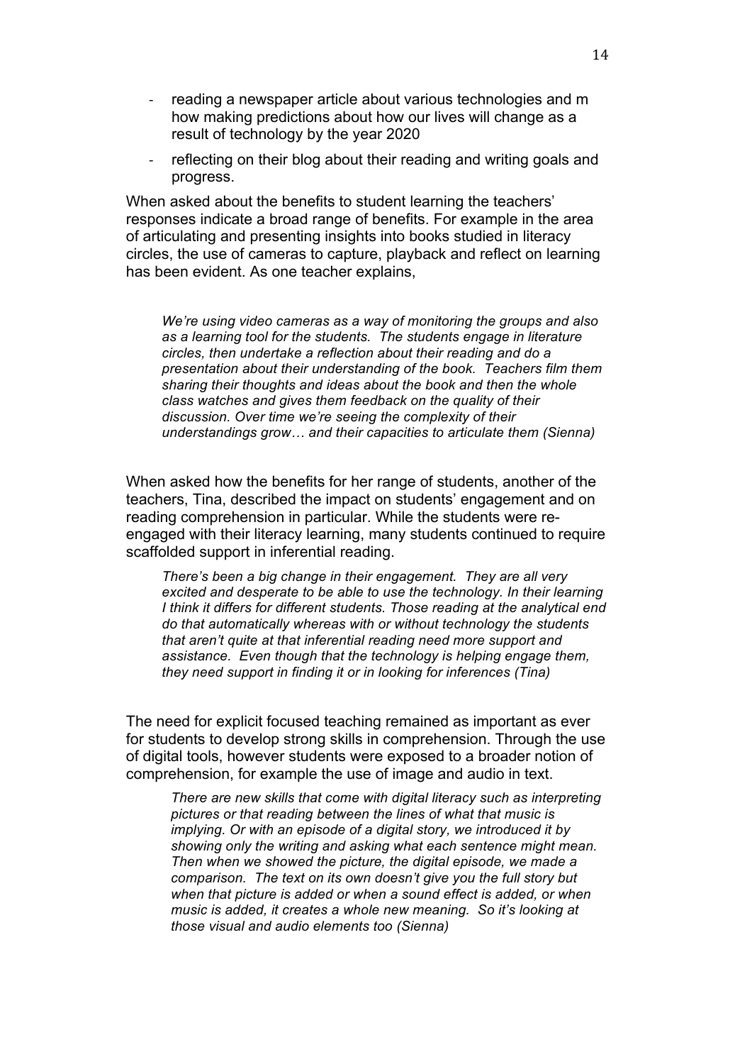- reading a newspaper article about various technologies and m how making predictions about how our lives will change as a result of technology by the year 2020
- reflecting on their blog about their reading and writing goals and progress.

When asked about the benefits to student learning the teachers' responses indicate a broad range of benefits. For example in the area of articulating and presenting insights into books studied in literacy circles, the use of cameras to capture, playback and reflect on learning has been evident. As one teacher explains,

> *We're using video cameras as a way of monitoring the groups and also as a learning tool for the students. The students engage in literature circles, then undertake a reflection about their reading and do a presentation about their understanding of the book. Teachers film them sharing their thoughts and ideas about the book and then the whole class watches and gives them feedback on the quality of their discussion. Over time we're seeing the complexity of their understandings grow… and their capacities to articulate them (Sienna)*

When asked how the benefits for her range of students, another of the teachers, Tina, described the impact on students' engagement and on reading comprehension in particular. While the students were re-engaged with their literacy learning, many students continued to require scaffolded support in inferential reading.

> *There's been a big change in their engagement. They are all very excited and desperate to be able to use the technology. In their learning I think it differs for different students. Those reading at the analytical end do that automatically whereas with or without technology the students that aren't quite at that inferential reading need more support and assistance. Even though that the technology is helping engage them, they need support in finding it or in looking for inferences (Tina)*

The need for explicit focused teaching remained as important as ever for students to develop strong skills in comprehension. Through the use of digital tools, however students were exposed to a broader notion of comprehension, for example the use of image and audio in text.

> *There are new skills that come with digital literacy such as interpreting pictures or that reading between the lines of what that music is implying. Or with an episode of a digital story, we introduced it by showing only the writing and asking what each sentence might mean. Then when we showed the picture, the digital episode, we made a comparison. The text on its own doesn't give you the full story but when that picture is added or when a sound effect is added, or when music is added, it creates a whole new meaning. So it's looking at those visual and audio elements too (Sienna)*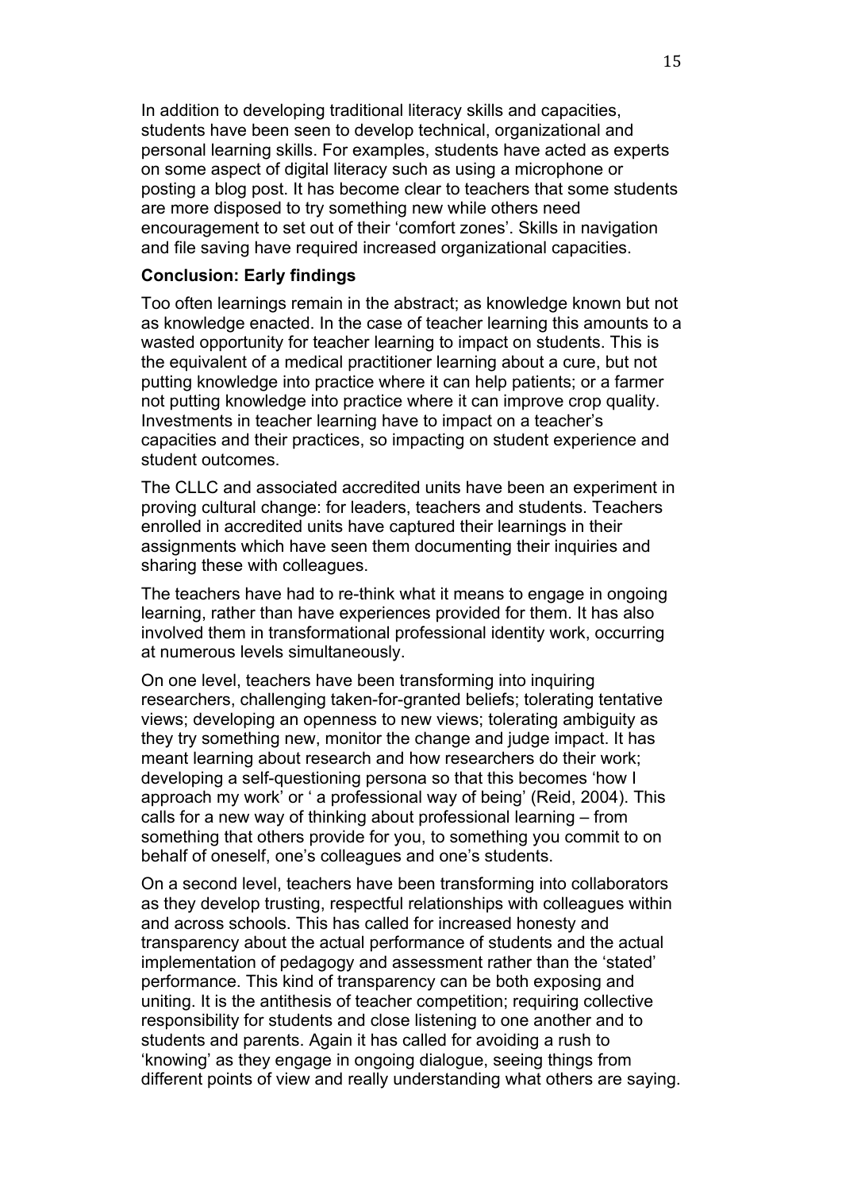In addition to developing traditional literacy skills and capacities, students have been seen to develop technical, organizational and personal learning skills. For examples, students have acted as experts on some aspect of digital literacy such as using a microphone or posting a blog post. It has become clear to teachers that some students are more disposed to try something new while others need encouragement to set out of their 'comfort zones'. Skills in navigation and file saving have required increased organizational capacities.

**Conclusion: Early findings**

Too often learnings remain in the abstract; as knowledge known but not as knowledge enacted. In the case of teacher learning this amounts to a wasted opportunity for teacher learning to impact on students. This is the equivalent of a medical practitioner learning about a cure, but not putting knowledge into practice where it can help patients; or a farmer not putting knowledge into practice where it can improve crop quality. Investments in teacher learning have to impact on a teacher's capacities and their practices, so impacting on student experience and student outcomes.

The CLLC and associated accredited units have been an experiment in proving cultural change: for leaders, teachers and students. Teachers enrolled in accredited units have captured their learnings in their assignments which have seen them documenting their inquiries and sharing these with colleagues.

The teachers have had to re-think what it means to engage in ongoing learning, rather than have experiences provided for them. It has also involved them in transformational professional identity work, occurring at numerous levels simultaneously.

On one level, teachers have been transforming into inquiring researchers, challenging taken-for-granted beliefs; tolerating tentative views; developing an openness to new views; tolerating ambiguity as they try something new, monitor the change and judge impact. It has meant learning about research and how researchers do their work; developing a self-questioning persona so that this becomes 'how I approach my work' or ' a professional way of being' (Reid, 2004). This calls for a new way of thinking about professional learning – from something that others provide for you, to something you commit to on behalf of oneself, one's colleagues and one's students.

On a second level, teachers have been transforming into collaborators as they develop trusting, respectful relationships with colleagues within and across schools. This has called for increased honesty and transparency about the actual performance of students and the actual implementation of pedagogy and assessment rather than the 'stated' performance. This kind of transparency can be both exposing and uniting. It is the antithesis of teacher competition; requiring collective responsibility for students and close listening to one another and to students and parents. Again it has called for avoiding a rush to 'knowing' as they engage in ongoing dialogue, seeing things from different points of view and really understanding what others are saying.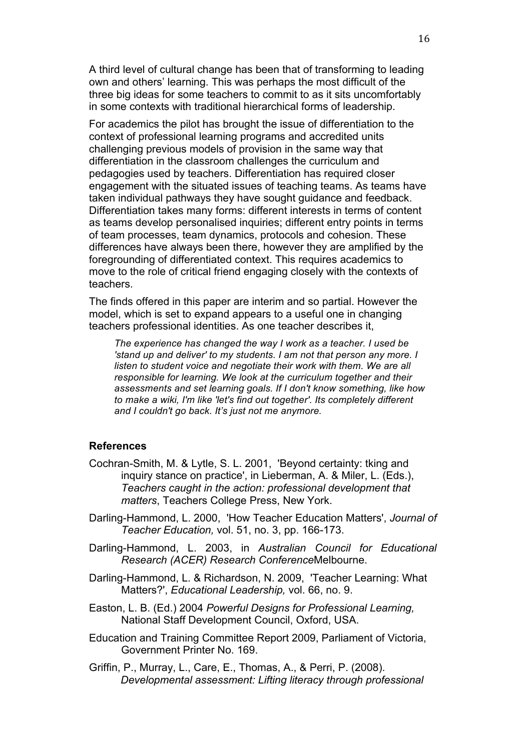A third level of cultural change has been that of transforming to leading own and others' learning. This was perhaps the most difficult of the three big ideas for some teachers to commit to as it sits uncomfortably in some contexts with traditional hierarchical forms of leadership.

For academics the pilot has brought the issue of differentiation to the context of professional learning programs and accredited units challenging previous models of provision in the same way that differentiation in the classroom challenges the curriculum and pedagogies used by teachers. Differentiation has required closer engagement with the situated issues of teaching teams. As teams have taken individual pathways they have sought guidance and feedback. Differentiation takes many forms: different interests in terms of content as teams develop personalised inquiries; different entry points in terms of team processes, team dynamics, protocols and cohesion. These differences have always been there, however they are amplified by the foregrounding of differentiated context. This requires academics to move to the role of critical friend engaging closely with the contexts of teachers.

The finds offered in this paper are interim and so partial. However the model, which is set to expand appears to a useful one in changing teachers professional identities. As one teacher describes it,

> *The experience has changed the way I work as a teacher. I used be 'stand up and deliver' to my students. I am not that person any more. I listen to student voice and negotiate their work with them. We are all responsible for learning. We look at the curriculum together and their assessments and set learning goals. If I don't know something, like how to make a wiki, I'm like 'let's find out together'. Its completely different and I couldn't go back. It's just not me anymore.*

### References

Cochran-Smith, M. & Lytle, S. L. 2001, 'Beyond certainty: tking and inquiry stance on practice', in Lieberman, A. & Miler, L. (Eds.), *Teachers caught in the action: professional development that matters*, Teachers College Press, New York.

Darling-Hammond, L. 2000, 'How Teacher Education Matters', *Journal of Teacher Education,* vol. 51, no. 3, pp. 166-173.

Darling-Hammond, L. 2003, in *Australian Council for Educational Research (ACER) Research Conference*Melbourne.

Darling-Hammond, L. & Richardson, N. 2009, 'Teacher Learning: What Matters?', *Educational Leadership,* vol. 66, no. 9.

Easton, L. B. (Ed.) 2004 *Powerful Designs for Professional Learning,* National Staff Development Council, Oxford, USA.

Education and Training Committee Report 2009, Parliament of Victoria, Government Printer No. 169.

Griffin, P., Murray, L., Care, E., Thomas, A., & Perri, P. (2008). *Developmental assessment: Lifting literacy through professional*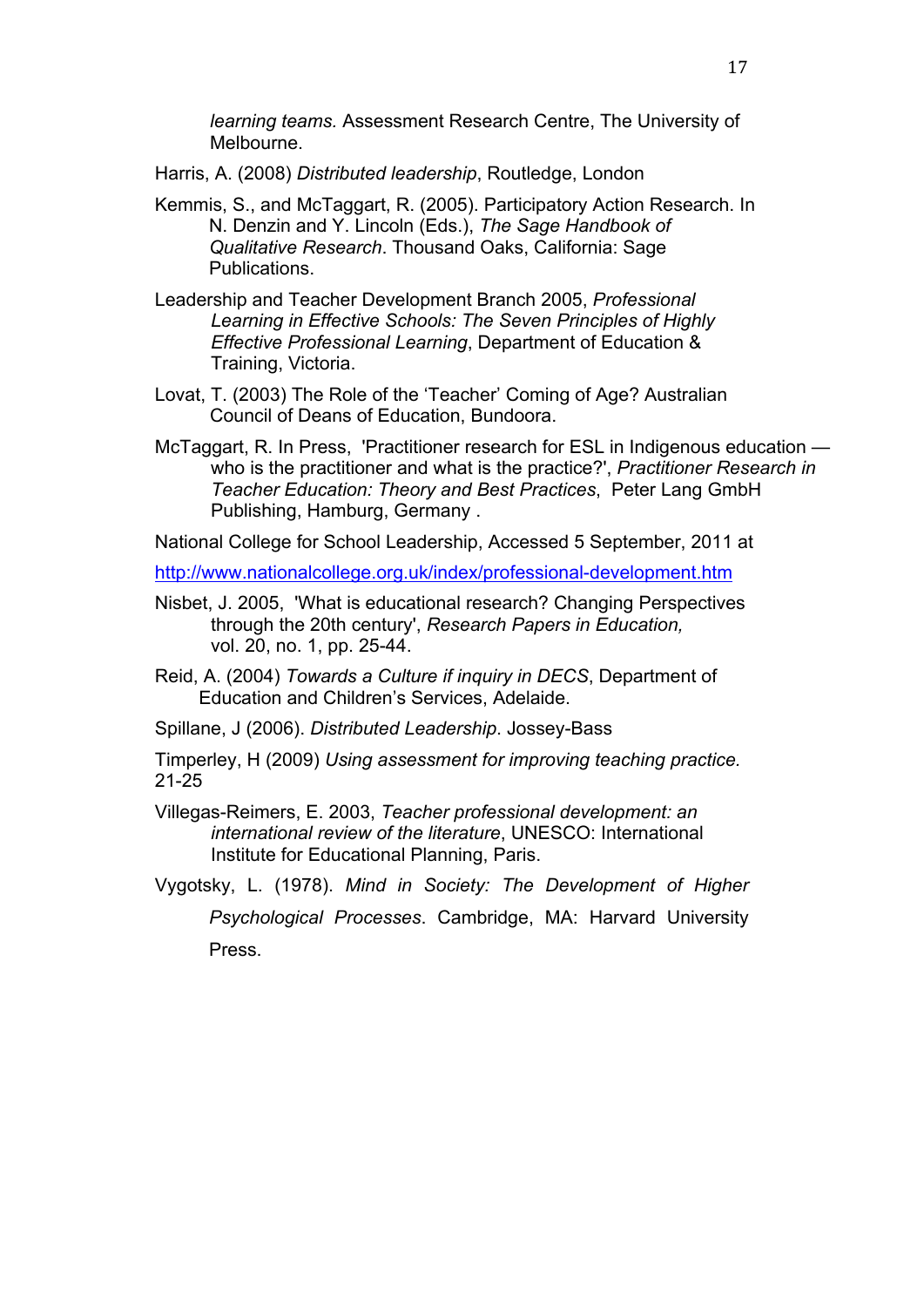*learning teams.* Assessment Research Centre, The University of Melbourne.

Harris, A. (2008) *Distributed leadership*, Routledge, London

Kemmis, S., and McTaggart, R. (2005). Participatory Action Research. In N. Denzin and Y. Lincoln (Eds.), *The Sage Handbook of Qualitative Research*. Thousand Oaks, California: Sage Publications.

Leadership and Teacher Development Branch 2005, *Professional Learning in Effective Schools: The Seven Principles of Highly Effective Professional Learning*, Department of Education & Training, Victoria.

Lovat, T. (2003) The Role of the 'Teacher' Coming of Age? Australian Council of Deans of Education, Bundoora.

McTaggart, R. In Press, 'Practitioner research for ESL in Indigenous education — who is the practitioner and what is the practice?', *Practitioner Research in Teacher Education: Theory and Best Practices*, Peter Lang GmbH Publishing, Hamburg, Germany .

National College for School Leadership, Accessed 5 September, 2011 at

http://www.nationalcollege.org.uk/index/professional-development.htm

Nisbet, J. 2005, 'What is educational research? Changing Perspectives through the 20th century', *Research Papers in Education,* vol. 20, no. 1, pp. 25-44.

Reid, A. (2004) *Towards a Culture if inquiry in DECS*, Department of Education and Children's Services, Adelaide.

Spillane, J (2006). *Distributed Leadership*. Jossey-Bass

Timperley, H (2009) *Using assessment for improving teaching practice.* 21-25

Villegas-Reimers, E. 2003, *Teacher professional development: an international review of the literature*, UNESCO: International Institute for Educational Planning, Paris.

Vygotsky, L. (1978). *Mind in Society: The Development of Higher Psychological Processes*. Cambridge, MA: Harvard University Press.